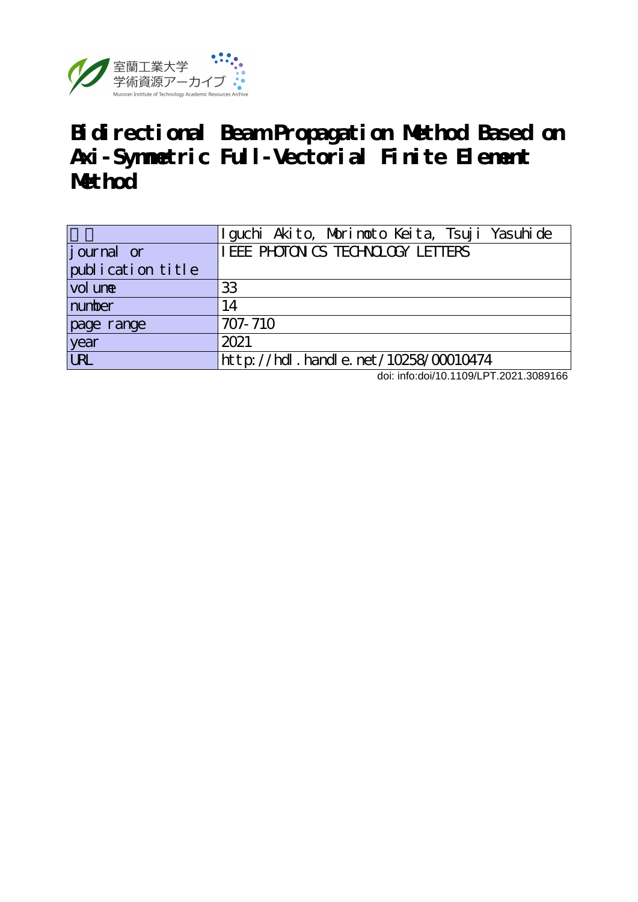室蘭工業大学
学術資源アーカイブ
Muroran Institute of Technology Academic Resources Archive

# Bidirectional Beam Propagation Method Based on Axi-Symmetric Full-Vectorial Finite Element Method

| 著者 | Iguchi Akito, Morimoto Keita, Tsuji Yasuhide |
|---|---|
| journal or publication title | IEEE PHOTONICS TECHNOLOGY LETTERS |
| volume | 33 |
| number | 14 |
| page range | 707-710 |
| year | 2021 |
| URL | http://hdl.handle.net/10258/00010474 |

doi: info:doi/10.1109/LPT.2021.3089166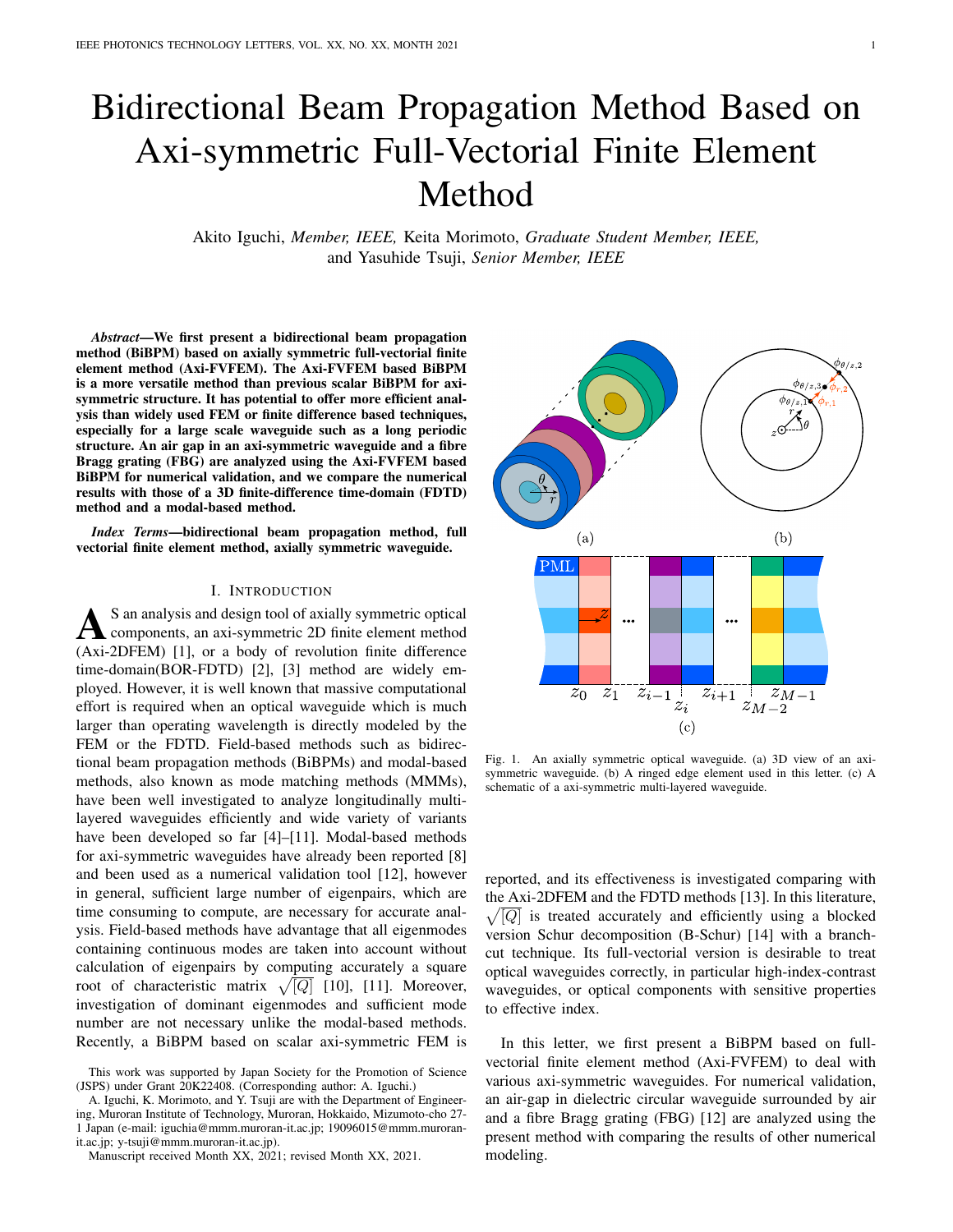# Bidirectional Beam Propagation Method Based on Axi-symmetric Full-Vectorial Finite Element Method

Akito Iguchi, *Member, IEEE,* Keita Morimoto, *Graduate Student Member, IEEE,* and Yasuhide Tsuji, *Senior Member, IEEE*

***Abstract*—We first present a bidirectional beam propagation method (BiBPM) based on axially symmetric full-vectorial finite element method (Axi-FVFEM). The Axi-FVFEM based BiBPM is a more versatile method than previous scalar BiBPM for axi-symmetric structure. It has potential to offer more efficient analysis than widely used FEM or finite difference based techniques, especially for a large scale waveguide such as a long periodic structure. An air gap in an axi-symmetric waveguide and a fibre Bragg grating (FBG) are analyzed using the Axi-FVFEM based BiBPM for numerical validation, and we compare the numerical results with those of a 3D finite-difference time-domain (FDTD) method and a modal-based method.**

***Index Terms*—bidirectional beam propagation method, full vectorial finite element method, axially symmetric waveguide.**

## I. Introduction

As an analysis and design tool of axially symmetric optical components, an axi-symmetric 2D finite element method (Axi-2DFEM) [1], or a body of revolution finite difference time-domain(BOR-FDTD) [2], [3] method are widely employed. However, it is well known that massive computational effort is required when an optical waveguide which is much larger than operating wavelength is directly modeled by the FEM or the FDTD. Field-based methods such as bidirectional beam propagation methods (BiBPMs) and modal-based methods, also known as mode matching methods (MMMs), have been well investigated to analyze longitudinally multi-layered waveguides efficiently and wide variety of variants have been developed so far [4]–[11]. Modal-based methods for axi-symmetric waveguides have already been reported [8] and been used as a numerical validation tool [12], however in general, sufficient large number of eigenpairs, which are time consuming to compute, are necessary for accurate analysis. Field-based methods have advantage that all eigenmodes containing continuous modes are taken into account without calculation of eigenpairs by computing accurately a square root of characteristic matrix $\sqrt{[Q]}$ [10], [11]. Moreover, investigation of dominant eigenmodes and sufficient mode number are not necessary unlike the modal-based methods. Recently, a BiBPM based on scalar axi-symmetric FEM is reported, and its effectiveness is investigated comparing with the Axi-2DFEM and the FDTD methods [13]. In this literature, $\sqrt{[Q]}$ is treated accurately and efficiently using a blocked version Schur decomposition (B-Schur) [14] with a branch-cut technique. Its full-vectorial version is desirable to treat optical waveguides correctly, in particular high-index-contrast waveguides, or optical components with sensitive properties to effective index.

In this letter, we first present a BiBPM based on full-vectorial finite element method (Axi-FVFEM) to deal with various axi-symmetric waveguides. For numerical validation, an air-gap in dielectric circular waveguide surrounded by air and a fibre Bragg grating (FBG) [12] are analyzed using the present method with comparing the results of other numerical modeling.

Fig. 1. An axially symmetric optical waveguide. (a) 3D view of an axi-symmetric waveguide. (b) A ringed edge element used in this letter. (c) A schematic of a axi-symmetric multi-layered waveguide.

This work was supported by Japan Society for the Promotion of Science (JSPS) under Grant 20K22408. (Corresponding author: A. Iguchi.)

A. Iguchi, K. Morimoto, and Y. Tsuji are with the Department of Engineering, Muroran Institute of Technology, Muroran, Hokkaido, Mizumoto-cho 27-1 Japan (e-mail: iguchia@mmm.muroran-it.ac.jp; 19096015@mmm.muroran-it.ac.jp; y-tsuji@mmm.muroran-it.ac.jp).

Manuscript received Month XX, 2021; revised Month XX, 2021.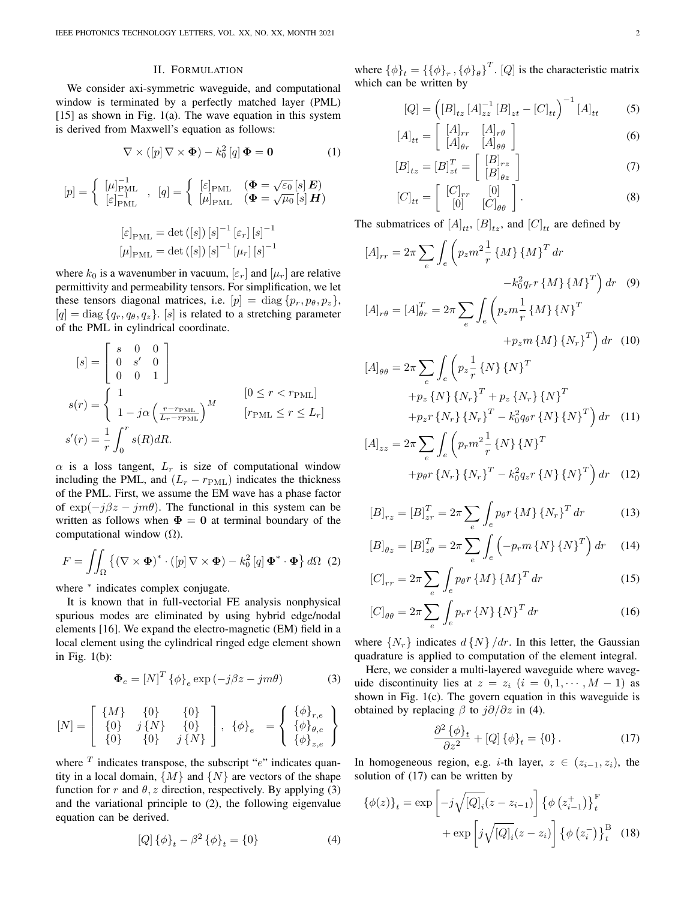## II. Formulation

We consider axi-symmetric waveguide, and computational window is terminated by a perfectly matched layer (PML) [15] as shown in Fig. 1(a). The wave equation in this system is derived from Maxwell's equation as follows:

$$\nabla \times ([p]\, \nabla \times \boldsymbol{\Phi}) - k_0^2\, [q]\, \boldsymbol{\Phi} = \mathbf{0} \tag{1}$$

$$[p] = \left\{ \begin{array}{l} [\mu]_{\mathrm{PML}}^{-1} \\ [\varepsilon]_{\mathrm{PML}}^{-1} \end{array} \right. ,\quad [q] = \left\{ \begin{array}{ll} [\varepsilon]_{\mathrm{PML}} & (\boldsymbol{\Phi} = \sqrt{\varepsilon_0}\, [s]\, \boldsymbol{E}) \\ [\mu]_{\mathrm{PML}} & (\boldsymbol{\Phi} = \sqrt{\mu_0}\, [s]\, \boldsymbol{H}) \end{array} \right.$$

$$[\varepsilon]_{\mathrm{PML}} = \det([s])\, [s]^{-1}\, [\varepsilon_r]\, [s]^{-1}$$
$$[\mu]_{\mathrm{PML}} = \det([s])\, [s]^{-1}\, [\mu_r]\, [s]^{-1}$$

where $k_0$ is a wavenumber in vacuum, $[\varepsilon_r]$ and $[\mu_r]$ are relative permittivity and permeability tensors. For simplification, we let these tensors diagonal matrices, i.e. $[p] = \mathrm{diag}\{p_r, p_\theta, p_z\}$, $[q] = \mathrm{diag}\{q_r, q_\theta, q_z\}$. $[s]$ is related to a stretching parameter of the PML in cylindrical coordinate.

$$[s] = \left[ \begin{array}{ccc} s & 0 & 0 \\ 0 & s' & 0 \\ 0 & 0 & 1 \end{array} \right]$$

$$s(r) = \left\{ \begin{array}{ll} 1 & [0 \leq r < r_{\mathrm{PML}}] \\ 1 - j\alpha \left( \frac{r - r_{\mathrm{PML}}}{L_r - r_{\mathrm{PML}}} \right)^M & [r_{\mathrm{PML}} \leq r \leq L_r] \end{array} \right.$$

$$s'(r) = \frac{1}{r} \int_0^r s(R)\, dR.$$

$\alpha$ is a loss tangent, $L_r$ is size of computational window including the PML, and $(L_r - r_{\mathrm{PML}})$ indicates the thickness of the PML. First, we assume the EM wave has a phase factor of $\exp(-j\beta z - jm\theta)$. The functional in this system can be written as follows when $\boldsymbol{\Phi} = \mathbf{0}$ at terminal boundary of the computational window $(\Omega)$.

$$F = \iint_\Omega \left\{ (\nabla \times \boldsymbol{\Phi})^* \cdot ([p]\, \nabla \times \boldsymbol{\Phi}) - k_0^2\, [q]\, \boldsymbol{\Phi}^* \cdot \boldsymbol{\Phi} \right\} d\Omega \tag{2}$$

where $^*$ indicates complex conjugate.

It is known that in full-vectorial FE analysis nonphysical spurious modes are eliminated by using hybrid edge/nodal elements [16]. We expand the electro-magnetic (EM) field in a local element using the cylindrical ringed edge element shown in Fig. 1(b):

$$\boldsymbol{\Phi}_e = [N]^T \{\phi\}_e \exp(-j\beta z - jm\theta) \tag{3}$$

$$[N] = \left[ \begin{array}{ccc} \{M\} & \{0\} & \{0\} \\ \{0\} & j\{N\} & \{0\} \\ \{0\} & \{0\} & j\{N\} \end{array} \right],\quad \{\phi\}_e = \left\{ \begin{array}{c} \{\phi\}_{r,e} \\ \{\phi\}_{\theta,e} \\ \{\phi\}_{z,e} \end{array} \right\}$$

where $^T$ indicates transpose, the subscript "$e$" indicates quantity in a local domain, $\{M\}$ and $\{N\}$ are vectors of the shape function for $r$ and $\theta, z$ direction, respectively. By applying (3) and the variational principle to (2), the following eigenvalue equation can be derived.

$$[Q]\, \{\phi\}_t - \beta^2\, \{\phi\}_t = \{0\} \tag{4}$$

where $\{\phi\}_t = \{\{\phi\}_r, \{\phi\}_\theta\}^T$. $[Q]$ is the characteristic matrix which can be written by

$$[Q] = \left( [B]_{tz}\, [A]_{zz}^{-1}\, [B]_{zt} - [C]_{tt} \right)^{-1} [A]_{tt} \tag{5}$$

$$[A]_{tt} = \left[ \begin{array}{cc} [A]_{rr} & [A]_{r\theta} \\ [A]_{\theta r} & [A]_{\theta\theta} \end{array} \right] \tag{6}$$

$$[B]_{tz} = [B]_{zt}^T = \left[ \begin{array}{c} [B]_{rz} \\ [B]_{\theta z} \end{array} \right] \tag{7}$$

$$[C]_{tt} = \left[ \begin{array}{cc} [C]_{rr} & [0] \\ [0] & [C]_{\theta\theta} \end{array} \right]. \tag{8}$$

The submatrices of $[A]_{tt}$, $[B]_{tz}$, and $[C]_{tt}$ are defined by

$$[A]_{rr} = 2\pi \sum_e \int_e \left( p_z m^2 \frac{1}{r} \{M\}\{M\}^T dr - k_0^2 q_r r \{M\}\{M\}^T \right) dr \tag{9}$$

$$[A]_{r\theta} = [A]_{\theta r}^T = 2\pi \sum_e \int_e \left( p_z m \frac{1}{r} \{M\}\{N\}^T + p_z m \{M\}\{N_r\}^T \right) dr \tag{10}$$

$$[A]_{\theta\theta} = 2\pi \sum_e \int_e \left( p_z \frac{1}{r} \{N\}\{N\}^T + p_z \{N\}\{N_r\}^T + p_z \{N_r\}\{N\}^T + p_z r \{N_r\}\{N_r\}^T - k_0^2 q_\theta r \{N\}\{N\}^T \right) dr \tag{11}$$

$$[A]_{zz} = 2\pi \sum_e \int_e \left( p_r m^2 \frac{1}{r} \{N\}\{N\}^T + p_\theta r \{N_r\}\{N_r\}^T - k_0^2 q_z r \{N\}\{N\}^T \right) dr \tag{12}$$

$$[B]_{rz} = [B]_{zr}^T = 2\pi \sum_e \int_e p_\theta r \{M\}\{N_r\}^T dr \tag{13}$$

$$[B]_{\theta z} = [B]_{z\theta}^T = 2\pi \sum_e \int_e \left( -p_r m \{N\}\{N\}^T \right) dr \tag{14}$$

$$[C]_{rr} = 2\pi \sum_e \int_e p_\theta r \{M\}\{M\}^T dr \tag{15}$$

$$[C]_{\theta\theta} = 2\pi \sum_e \int_e p_r r \{N\}\{N\}^T dr \tag{16}$$

where $\{N_r\}$ indicates $d\{N\}/dr$. In this letter, the Gaussian quadrature is applied to computation of the element integral.

Here, we consider a multi-layered waveguide where waveguide discontinuity lies at $z = z_i$ $(i = 0, 1, \cdots, M-1)$ as shown in Fig. 1(c). The govern equation in this waveguide is obtained by replacing $\beta$ to $j\partial/\partial z$ in (4).

$$\frac{\partial^2 \{\phi\}_t}{\partial z^2} + [Q]\, \{\phi\}_t = \{0\}. \tag{17}$$

In homogeneous region, e.g. $i$-th layer, $z \in (z_{i-1}, z_i)$, the solution of (17) can be written by

$$\{\phi(z)\}_t = \exp\left[ -j\sqrt{[Q]}_i (z - z_{i-1}) \right] \left\{ \phi\left(z_{i-1}^+\right) \right\}_t^{\mathrm{F}} + \exp\left[ j\sqrt{[Q]}_i (z - z_i) \right] \left\{ \phi\left(z_i^-\right) \right\}_t^{\mathrm{B}} \tag{18}$$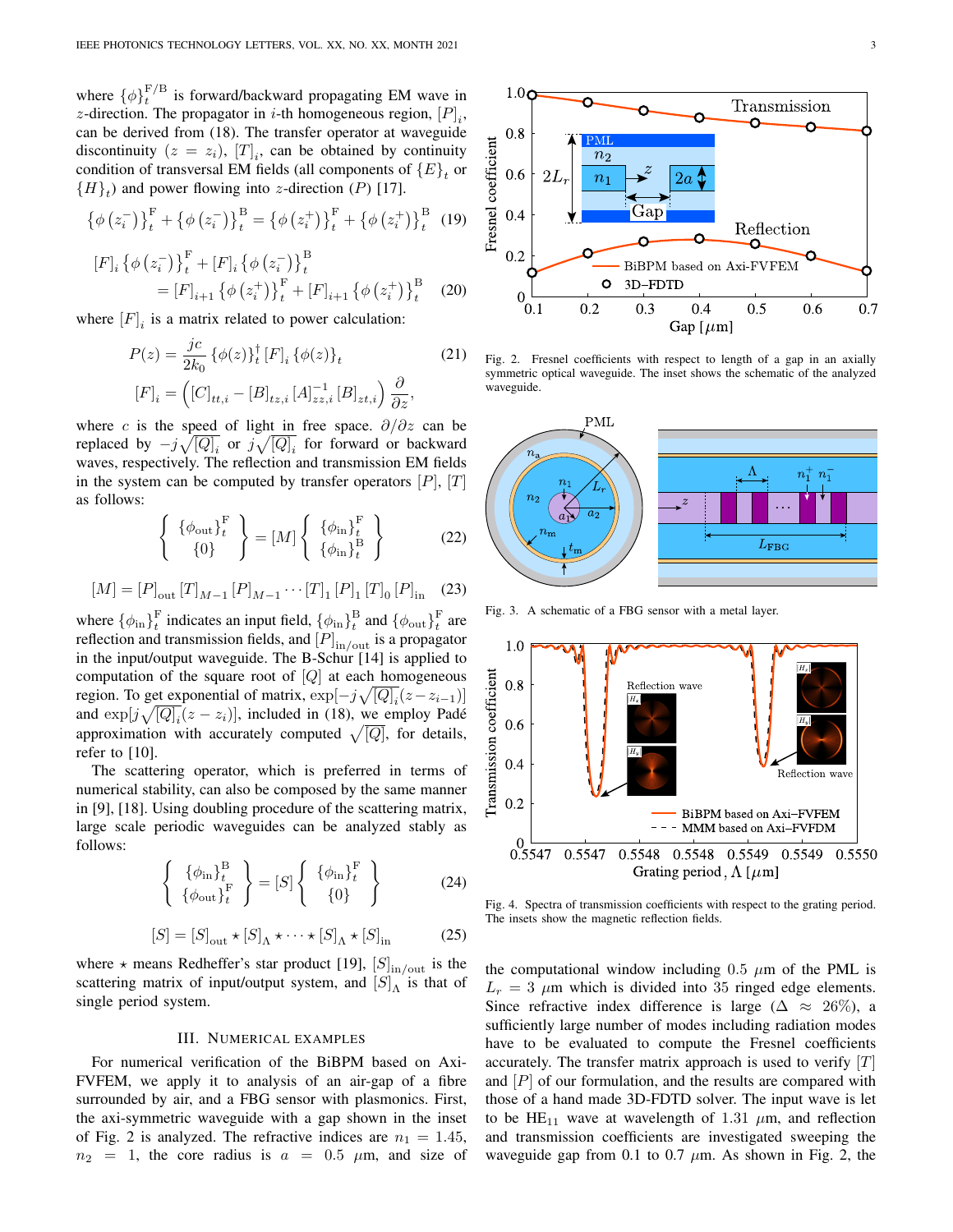where $\{\phi\}_t^{\mathrm{F/B}}$ is forward/backward propagating EM wave in $z$-direction. The propagator in $i$-th homogeneous region, $[P]_i$, can be derived from (18). The transfer operator at waveguide discontinuity $(z = z_i)$, $[T]_i$, can be obtained by continuity condition of transversal EM fields (all components of $\{E\}_t$ or $\{H\}_t$) and power flowing into $z$-direction ($P$) [17].

$$\left\{\phi\left(z_i^-\right)\right\}_t^{\mathrm{F}} + \left\{\phi\left(z_i^-\right)\right\}_t^{\mathrm{B}} = \left\{\phi\left(z_i^+\right)\right\}_t^{\mathrm{F}} + \left\{\phi\left(z_i^+\right)\right\}_t^{\mathrm{B}} \quad (19)$$

$$\begin{aligned} &[F]_i \left\{\phi\left(z_i^-\right)\right\}_t^{\mathrm{F}} + [F]_i \left\{\phi\left(z_i^-\right)\right\}_t^{\mathrm{B}} \\ &\quad = [F]_{i+1} \left\{\phi\left(z_i^+\right)\right\}_t^{\mathrm{F}} + [F]_{i+1} \left\{\phi\left(z_i^+\right)\right\}_t^{\mathrm{B}} \end{aligned} \quad (20)$$

where $[F]_i$ is a matrix related to power calculation:

$$\begin{aligned} P(z) &= \frac{jc}{2k_0} \{\phi(z)\}_t^\dagger [F]_i \{\phi(z)\}_t \\ [F]_i &= \left([C]_{tt,i} - [B]_{tz,i} [A]_{zz,i}^{-1} [B]_{zt,i}\right) \frac{\partial}{\partial z}, \end{aligned} \quad (21)$$

where $c$ is the speed of light in free space. $\partial/\partial z$ can be replaced by $-j\sqrt{[Q]_i}$ or $j\sqrt{[Q]_i}$ for forward or backward waves, respectively. The reflection and transmission EM fields in the system can be computed by transfer operators $[P]$, $[T]$ as follows:

$$\left\{ \begin{array}{c} \{\phi_{\mathrm{out}}\}_t^{\mathrm{F}} \\ \{0\} \end{array} \right\} = [M] \left\{ \begin{array}{c} \{\phi_{\mathrm{in}}\}_t^{\mathrm{F}} \\ \{\phi_{\mathrm{in}}\}_t^{\mathrm{B}} \end{array} \right\} \quad (22)$$

$$[M] = [P]_{\mathrm{out}} [T]_{M-1} [P]_{M-1} \cdots [T]_1 [P]_1 [T]_0 [P]_{\mathrm{in}} \quad (23)$$

where $\{\phi_{\mathrm{in}}\}_t^{\mathrm{F}}$ indicates an input field, $\{\phi_{\mathrm{in}}\}_t^{\mathrm{B}}$ and $\{\phi_{\mathrm{out}}\}_t^{\mathrm{F}}$ are reflection and transmission fields, and $[P]_{\mathrm{in/out}}$ is a propagator in the input/output waveguide. The B-Schur [14] is applied to computation of the square root of $[Q]$ at each homogeneous region. To get exponential of matrix, $\exp[-j\sqrt{[Q]_i}(z - z_{i-1})]$ and $\exp[j\sqrt{[Q]_i}(z - z_i)]$, included in (18), we employ Padé approximation with accurately computed $\sqrt{[Q]}$, for details, refer to [10].

The scattering operator, which is preferred in terms of numerical stability, can also be composed by the same manner in [9], [18]. Using doubling procedure of the scattering matrix, large scale periodic waveguides can be analyzed stably as follows:

$$\left\{ \begin{array}{c} \{\phi_{\mathrm{in}}\}_t^{\mathrm{B}} \\ \{\phi_{\mathrm{out}}\}_t^{\mathrm{F}} \end{array} \right\} = [S] \left\{ \begin{array}{c} \{\phi_{\mathrm{in}}\}_t^{\mathrm{F}} \\ \{0\} \end{array} \right\} \quad (24)$$

$$[S] = [S]_{\mathrm{out}} \star [S]_\Lambda \star \cdots \star [S]_\Lambda \star [S]_{\mathrm{in}} \quad (25)$$

where $\star$ means Redheffer's star product [19], $[S]_{\mathrm{in/out}}$ is the scattering matrix of input/output system, and $[S]_\Lambda$ is that of single period system.

## III. Numerical Examples

For numerical verification of the BiBPM based on Axi-FVFEM, we apply it to analysis of an air-gap of a fibre surrounded by air, and a FBG sensor with plasmonics. First, the axi-symmetric waveguide with a gap shown in the inset of Fig. 2 is analyzed. The refractive indices are $n_1 = 1.45$, $n_2 = 1$, the core radius is $a = 0.5$ $\mu$m, and size of the computational window including $0.5$ $\mu$m of the PML is $L_r = 3$ $\mu$m which is divided into 35 ringed edge elements. Since refractive index difference is large ($\Delta \approx 26\%$), a sufficiently large number of modes including radiation modes have to be evaluated to compute the Fresnel coefficients accurately. The transfer matrix approach is used to verify $[T]$ and $[P]$ of our formulation, and the results are compared with those of a hand made 3D-FDTD solver. The input wave is let to be $\mathrm{HE}_{11}$ wave at wavelength of $1.31$ $\mu$m, and reflection and transmission coefficients are investigated sweeping the waveguide gap from 0.1 to 0.7 $\mu$m. As shown in Fig. 2, the

Fig. 2. Fresnel coefficients with respect to length of a gap in an axially symmetric optical waveguide. The inset shows the schematic of the analyzed waveguide.

Fig. 3. A schematic of a FBG sensor with a metal layer.

Fig. 4. Spectra of transmission coefficients with respect to the grating period. The insets show the magnetic reflection fields.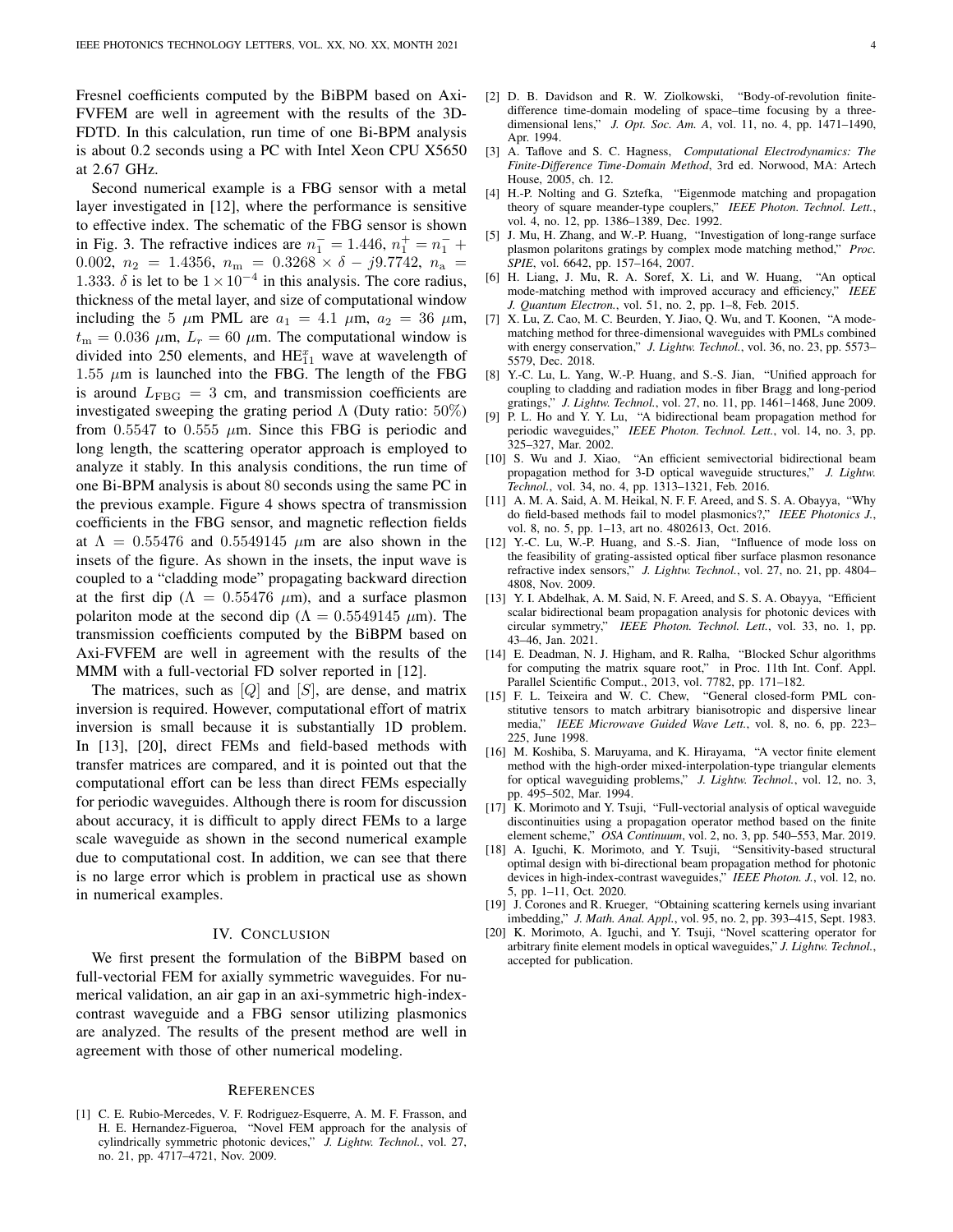Fresnel coefficients computed by the BiBPM based on Axi-FVFEM are well in agreement with the results of the 3D-FDTD. In this calculation, run time of one Bi-BPM analysis is about 0.2 seconds using a PC with Intel Xeon CPU X5650 at 2.67 GHz.

Second numerical example is a FBG sensor with a metal layer investigated in [12], where the performance is sensitive to effective index. The schematic of the FBG sensor is shown in Fig. 3. The refractive indices are $n_1^- = 1.446$, $n_1^+ = n_1^- + 0.002$, $n_2 = 1.4356$, $n_\mathrm{m} = 0.3268 \times \delta - j9.7742$, $n_\mathrm{a} = 1.333$. $\delta$ is let to be $1 \times 10^{-4}$ in this analysis. The core radius, thickness of the metal layer, and size of computational window including the 5 $\mu$m PML are $a_1 = 4.1$ $\mu$m, $a_2 = 36$ $\mu$m, $t_\mathrm{m} = 0.036$ $\mu$m, $L_r = 60$ $\mu$m. The computational window is divided into 250 elements, and $\mathrm{HE}_{11}^x$ wave at wavelength of 1.55 $\mu$m is launched into the FBG. The length of the FBG is around $L_\mathrm{FBG} = 3$ cm, and transmission coefficients are investigated sweeping the grating period $\Lambda$ (Duty ratio: 50%) from 0.5547 to 0.555 $\mu$m. Since this FBG is periodic and long length, the scattering operator approach is employed to analyze it stably. In this analysis conditions, the run time of one Bi-BPM analysis is about 80 seconds using the same PC in the previous example. Figure 4 shows spectra of transmission coefficients in the FBG sensor, and magnetic reflection fields at $\Lambda = 0.55476$ and 0.5549145 $\mu$m are also shown in the insets of the figure. As shown in the insets, the input wave is coupled to a "cladding mode" propagating backward direction at the first dip ($\Lambda = 0.55476$ $\mu$m), and a surface plasmon polariton mode at the second dip ($\Lambda = 0.5549145$ $\mu$m). The transmission coefficients computed by the BiBPM based on Axi-FVFEM are well in agreement with the results of the MMM with a full-vectorial FD solver reported in [12].

The matrices, such as $[Q]$ and $[S]$, are dense, and matrix inversion is required. However, computational effort of matrix inversion is small because it is substantially 1D problem. In [13], [20], direct FEMs and field-based methods with transfer matrices are compared, and it is pointed out that the computational effort can be less than direct FEMs especially for periodic waveguides. Although there is room for discussion about accuracy, it is difficult to apply direct FEMs to a large scale waveguide as shown in the second numerical example due to computational cost. In addition, we can see that there is no large error which is problem in practical use as shown in numerical examples.

## IV. Conclusion

We first present the formulation of the BiBPM based on full-vectorial FEM for axially symmetric waveguides. For numerical validation, an air gap in an axi-symmetric high-index-contrast waveguide and a FBG sensor utilizing plasmonics are analyzed. The results of the present method are well in agreement with those of other numerical modeling.

## References

[1] C. E. Rubio-Mercedes, V. F. Rodriguez-Esquerre, A. M. F. Frasson, and H. E. Hernandez-Figueroa, "Novel FEM approach for the analysis of cylindrically symmetric photonic devices," *J. Lightw. Technol.*, vol. 27, no. 21, pp. 4717–4721, Nov. 2009.

[2] D. B. Davidson and R. W. Ziolkowski, "Body-of-revolution finite-difference time-domain modeling of space–time focusing by a three-dimensional lens," *J. Opt. Soc. Am. A*, vol. 11, no. 4, pp. 1471–1490, Apr. 1994.

[3] A. Taflove and S. C. Hagness, *Computational Electrodynamics: The Finite-Difference Time-Domain Method*, 3rd ed. Norwood, MA: Artech House, 2005, ch. 12.

[4] H.-P. Nolting and G. Sztefka, "Eigenmode matching and propagation theory of square meander-type couplers," *IEEE Photon. Technol. Lett.*, vol. 4, no. 12, pp. 1386–1389, Dec. 1992.

[5] J. Mu, H. Zhang, and W.-P. Huang, "Investigation of long-range surface plasmon polaritons gratings by complex mode matching method," *Proc. SPIE*, vol. 6642, pp. 157–164, 2007.

[6] H. Liang, J. Mu, R. A. Soref, X. Li, and W. Huang, "An optical mode-matching method with improved accuracy and efficiency," *IEEE J. Quantum Electron.*, vol. 51, no. 2, pp. 1–8, Feb. 2015.

[7] X. Lu, Z. Cao, M. C. Beurden, Y. Jiao, Q. Wu, and T. Koonen, "A mode-matching method for three-dimensional waveguides with PMLs combined with energy conservation," *J. Lightw. Technol.*, vol. 36, no. 23, pp. 5573–5579, Dec. 2018.

[8] Y.-C. Lu, L. Yang, W.-P. Huang, and S.-S. Jian, "Unified approach for coupling to cladding and radiation modes in fiber Bragg and long-period gratings," *J. Lightw. Technol.*, vol. 27, no. 11, pp. 1461–1468, June 2009.

[9] P. L. Ho and Y. Y. Lu, "A bidirectional beam propagation method for periodic waveguides," *IEEE Photon. Technol. Lett.*, vol. 14, no. 3, pp. 325–327, Mar. 2002.

[10] S. Wu and J. Xiao, "An efficient semivectorial bidirectional beam propagation method for 3-D optical waveguide structures," *J. Lightw. Technol.*, vol. 34, no. 4, pp. 1313–1321, Feb. 2016.

[11] A. M. A. Said, A. M. Heikal, N. F. F. Areed, and S. S. A. Obayya, "Why do field-based methods fail to model plasmonics?," *IEEE Photonics J.*, vol. 8, no. 5, pp. 1–13, art no. 4802613, Oct. 2016.

[12] Y.-C. Lu, W.-P. Huang, and S.-S. Jian, "Influence of mode loss on the feasibility of grating-assisted optical fiber surface plasmon resonance refractive index sensors," *J. Lightw. Technol.*, vol. 27, no. 21, pp. 4804–4808, Nov. 2009.

[13] Y. I. Abdelhak, A. M. Said, N. F. Areed, and S. S. A. Obayya, "Efficient scalar bidirectional beam propagation analysis for photonic devices with circular symmetry," *IEEE Photon. Technol. Lett.*, vol. 33, no. 1, pp. 43–46, Jan. 2021.

[14] E. Deadman, N. J. Higham, and R. Ralha, "Blocked Schur algorithms for computing the matrix square root," in Proc. 11th Int. Conf. Appl. Parallel Scientific Comput., 2013, vol. 7782, pp. 171–182.

[15] F. L. Teixeira and W. C. Chew, "General closed-form PML constitutive tensors to match arbitrary bianisotropic and dispersive linear media," *IEEE Microwave Guided Wave Lett.*, vol. 8, no. 6, pp. 223–225, June 1998.

[16] M. Koshiba, S. Maruyama, and K. Hirayama, "A vector finite element method with the high-order mixed-interpolation-type triangular elements for optical waveguiding problems," *J. Lightw. Technol.*, vol. 12, no. 3, pp. 495–502, Mar. 1994.

[17] K. Morimoto and Y. Tsuji, "Full-vectorial analysis of optical waveguide discontinuities using a propagation operator method based on the finite element scheme," *OSA Continuum*, vol. 2, no. 3, pp. 540–553, Mar. 2019.

[18] A. Iguchi, K. Morimoto, and Y. Tsuji, "Sensitivity-based structural optimal design with bi-directional beam propagation method for photonic devices in high-index-contrast waveguides," *IEEE Photon. J.*, vol. 12, no. 5, pp. 1–11, Oct. 2020.

[19] J. Corones and R. Krueger, "Obtaining scattering kernels using invariant imbedding," *J. Math. Anal. Appl.*, vol. 95, no. 2, pp. 393–415, Sept. 1983.

[20] K. Morimoto, A. Iguchi, and Y. Tsuji, "Novel scattering operator for arbitrary finite element models in optical waveguides," *J. Lightw. Technol.*, accepted for publication.